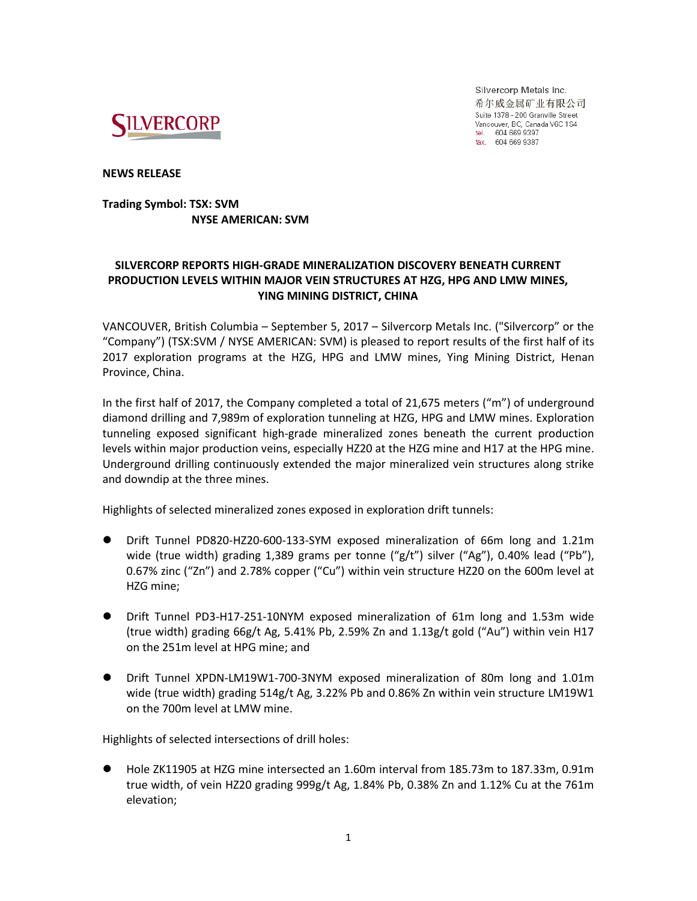Silvercorp Metals Inc.
希尔威金属矿业有限公司
Suite 1378 - 200 Granville Street
Vancouver, BC, Canada V6C 1S4
tel. 604 669 9397
fax. 604 669 9387

**NEWS RELEASE**

**Trading Symbol: TSX: SVM**
**NYSE AMERICAN: SVM**

# SILVERCORP REPORTS HIGH-GRADE MINERALIZATION DISCOVERY BENEATH CURRENT PRODUCTION LEVELS WITHIN MAJOR VEIN STRUCTURES AT HZG, HPG AND LMW MINES, YING MINING DISTRICT, CHINA

VANCOUVER, British Columbia – September 5, 2017 – Silvercorp Metals Inc. ("Silvercorp" or the "Company") (TSX:SVM / NYSE AMERICAN: SVM) is pleased to report results of the first half of its 2017 exploration programs at the HZG, HPG and LMW mines, Ying Mining District, Henan Province, China.

In the first half of 2017, the Company completed a total of 21,675 meters ("m") of underground diamond drilling and 7,989m of exploration tunneling at HZG, HPG and LMW mines. Exploration tunneling exposed significant high-grade mineralized zones beneath the current production levels within major production veins, especially HZ20 at the HZG mine and H17 at the HPG mine. Underground drilling continuously extended the major mineralized vein structures along strike and downdip at the three mines.

Highlights of selected mineralized zones exposed in exploration drift tunnels:

- Drift Tunnel PD820-HZ20-600-133-SYM exposed mineralization of 66m long and 1.21m wide (true width) grading 1,389 grams per tonne ("g/t") silver ("Ag"), 0.40% lead ("Pb"), 0.67% zinc ("Zn") and 2.78% copper ("Cu") within vein structure HZ20 on the 600m level at HZG mine;

- Drift Tunnel PD3-H17-251-10NYM exposed mineralization of 61m long and 1.53m wide (true width) grading 66g/t Ag, 5.41% Pb, 2.59% Zn and 1.13g/t gold ("Au") within vein H17 on the 251m level at HPG mine; and

- Drift Tunnel XPDN-LM19W1-700-3NYM exposed mineralization of 80m long and 1.01m wide (true width) grading 514g/t Ag, 3.22% Pb and 0.86% Zn within vein structure LM19W1 on the 700m level at LMW mine.

Highlights of selected intersections of drill holes:

- Hole ZK11905 at HZG mine intersected an 1.60m interval from 185.73m to 187.33m, 0.91m true width, of vein HZ20 grading 999g/t Ag, 1.84% Pb, 0.38% Zn and 1.12% Cu at the 761m elevation;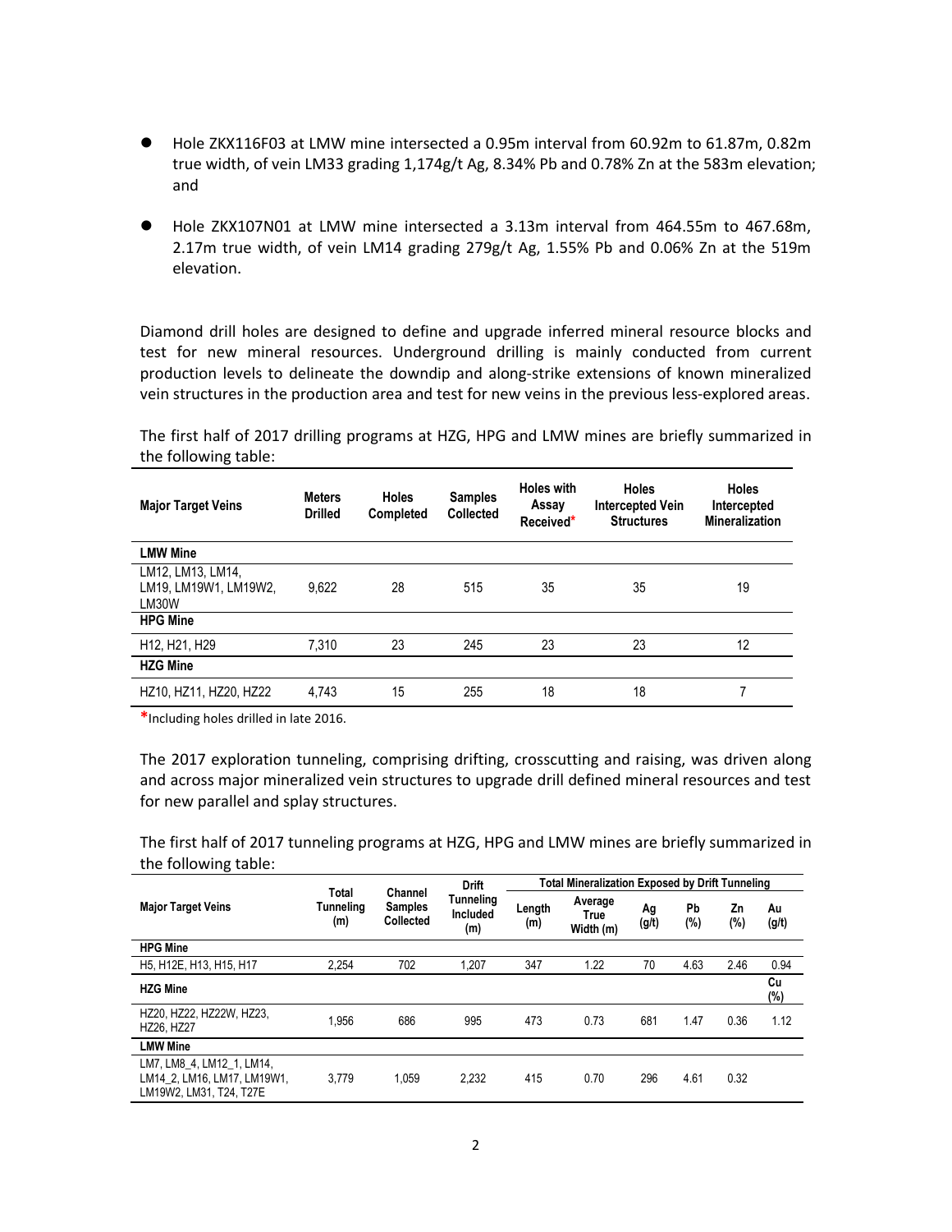- Hole ZKX116F03 at LMW mine intersected a 0.95m interval from 60.92m to 61.87m, 0.82m true width, of vein LM33 grading 1,174g/t Ag, 8.34% Pb and 0.78% Zn at the 583m elevation; and

- Hole ZKX107N01 at LMW mine intersected a 3.13m interval from 464.55m to 467.68m, 2.17m true width, of vein LM14 grading 279g/t Ag, 1.55% Pb and 0.06% Zn at the 519m elevation.

Diamond drill holes are designed to define and upgrade inferred mineral resource blocks and test for new mineral resources. Underground drilling is mainly conducted from current production levels to delineate the downdip and along-strike extensions of known mineralized vein structures in the production area and test for new veins in the previous less-explored areas.

The first half of 2017 drilling programs at HZG, HPG and LMW mines are briefly summarized in the following table:

| Major Target Veins | Meters Drilled | Holes Completed | Samples Collected | Holes with Assay Received* | Holes Intercepted Vein Structures | Holes Intercepted Mineralization |
|---|---|---|---|---|---|---|
| **LMW Mine** | | | | | | |
| LM12, LM13, LM14, LM19, LM19W1, LM19W2, LM30W | 9,622 | 28 | 515 | 35 | 35 | 19 |
| **HPG Mine** | | | | | | |
| H12, H21, H29 | 7,310 | 23 | 245 | 23 | 23 | 12 |
| **HZG Mine** | | | | | | |
| HZ10, HZ11, HZ20, HZ22 | 4,743 | 15 | 255 | 18 | 18 | 7 |

*Including holes drilled in late 2016.

The 2017 exploration tunneling, comprising drifting, crosscutting and raising, was driven along and across major mineralized vein structures to upgrade drill defined mineral resources and test for new parallel and splay structures.

The first half of 2017 tunneling programs at HZG, HPG and LMW mines are briefly summarized in the following table:

| Major Target Veins | Total Tunneling (m) | Channel Samples Collected | Drift Tunneling Included (m) | Total Mineralization Exposed by Drift Tunneling | | | | | |
|---|---|---|---|---|---|---|---|---|---|
| | | | | Length (m) | Average True Width (m) | Ag (g/t) | Pb (%) | Zn (%) | Au (g/t) |
| **HPG Mine** | | | | | | | | | |
| H5, H12E, H13, H15, H17 | 2,254 | 702 | 1,207 | 347 | 1.22 | 70 | 4.63 | 2.46 | 0.94 |
| **HZG Mine** | | | | | | | | | Cu (%) |
| HZ20, HZ22, HZ22W, HZ23, HZ26, HZ27 | 1,956 | 686 | 995 | 473 | 0.73 | 681 | 1.47 | 0.36 | 1.12 |
| **LMW Mine** | | | | | | | | | |
| LM7, LM8_4, LM12_1, LM14, LM14_2, LM16, LM17, LM19W1, LM19W2, LM31, T24, T27E | 3,779 | 1,059 | 2,232 | 415 | 0.70 | 296 | 4.61 | 0.32 | |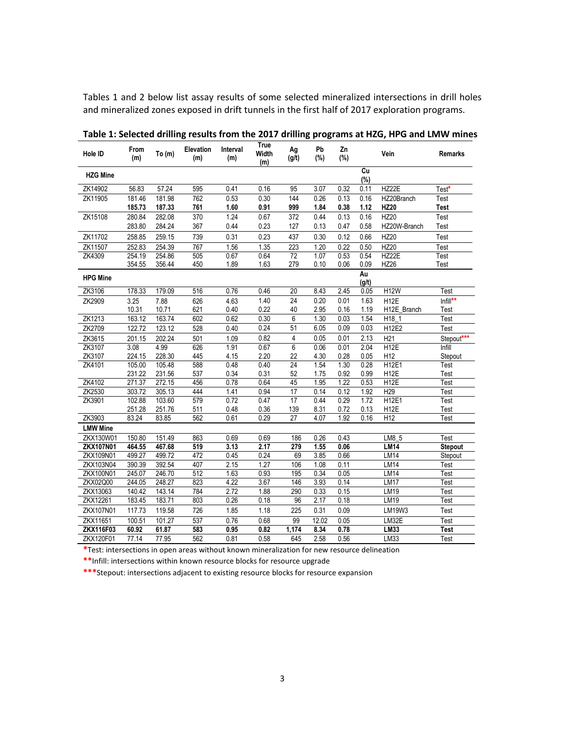Tables 1 and 2 below list assay results of some selected mineralized intersections in drill holes and mineralized zones exposed in drift tunnels in the first half of 2017 exploration programs.

**Table 1: Selected drilling results from the 2017 drilling programs at HZG, HPG and LMW mines**

| Hole ID | From (m) | To (m) | Elevation (m) | Interval (m) | True Width (m) | Ag (g/t) | Pb (%) | Zn (%) | | Vein | Remarks |
|---|---|---|---|---|---|---|---|---|---|---|---|
| **HZG Mine** | | | | | | | | | **Cu (%)** | | |
| ZK14902 | 56.83 | 57.24 | 595 | 0.41 | 0.16 | 95 | 3.07 | 0.32 | 0.11 | HZ22E | Test* |
| ZK11905 | 181.46 | 181.98 | 762 | 0.53 | 0.30 | 144 | 0.26 | 0.13 | 0.16 | HZ20Branch | Test |
| | **185.73** | **187.33** | **761** | **1.60** | **0.91** | **999** | **1.84** | **0.38** | **1.12** | **HZ20** | **Test** |
| ZK15108 | 280.84 | 282.08 | 370 | 1.24 | 0.67 | 372 | 0.44 | 0.13 | 0.16 | HZ20 | Test |
| | 283.80 | 284.24 | 367 | 0.44 | 0.23 | 127 | 0.13 | 0.47 | 0.58 | HZ20W-Branch | Test |
| ZK11702 | 258.85 | 259.15 | 739 | 0.31 | 0.23 | 437 | 0.30 | 0.12 | 0.66 | HZ20 | Test |
| ZK11507 | 252.83 | 254.39 | 767 | 1.56 | 1.35 | 223 | 1.20 | 0.22 | 0.50 | HZ20 | Test |
| ZK4309 | 254.19 | 254.86 | 505 | 0.67 | 0.64 | 72 | 1.07 | 0.53 | 0.54 | HZ22E | Test |
| | 354.55 | 356.44 | 450 | 1.89 | 1.63 | 279 | 0.10 | 0.06 | 0.09 | HZ26 | Test |
| **HPG Mine** | | | | | | | | | **Au (g/t)** | | |
| ZK3106 | 178.33 | 179.09 | 516 | 0.76 | 0.46 | 20 | 8.43 | 2.45 | 0.05 | H12W | Test |
| ZK2909 | 3.25 | 7.88 | 626 | 4.63 | 1.40 | 24 | 0.20 | 0.01 | 1.63 | H12E | Infill** |
| | 10.31 | 10.71 | 621 | 0.40 | 0.22 | 40 | 2.95 | 0.16 | 1.19 | H12E_Branch | Test |
| ZK1213 | 163.12 | 163.74 | 602 | 0.62 | 0.30 | 6 | 1.30 | 0.03 | 1.54 | H18_1 | Test |
| ZK2709 | 122.72 | 123.12 | 528 | 0.40 | 0.24 | 51 | 6.05 | 0.09 | 0.03 | H12E2 | Test |
| ZK3615 | 201.15 | 202.24 | 501 | 1.09 | 0.82 | 4 | 0.05 | 0.01 | 2.13 | H21 | Stepout*** |
| ZK3107 | 3.08 | 4.99 | 626 | 1.91 | 0.67 | 6 | 0.06 | 0.01 | 2.04 | H12E | Infill |
| ZK3107 | 224.15 | 228.30 | 445 | 4.15 | 2.20 | 22 | 4.30 | 0.28 | 0.05 | H12 | Stepout |
| ZK4101 | 105.00 | 105.48 | 588 | 0.48 | 0.40 | 24 | 1.54 | 1.30 | 0.28 | H12E1 | Test |
| | 231.22 | 231.56 | 537 | 0.34 | 0.31 | 52 | 1.75 | 0.92 | 0.99 | H12E | Test |
| ZK4102 | 271.37 | 272.15 | 456 | 0.78 | 0.64 | 45 | 1.95 | 1.22 | 0.53 | H12E | Test |
| ZK2530 | 303.72 | 305.13 | 444 | 1.41 | 0.94 | 17 | 0.14 | 0.12 | 1.92 | H29 | Test |
| ZK3901 | 102.88 | 103.60 | 579 | 0.72 | 0.47 | 17 | 0.44 | 0.29 | 1.72 | H12E1 | Test |
| | 251.28 | 251.76 | 511 | 0.48 | 0.36 | 139 | 8.31 | 0.72 | 0.13 | H12E | Test |
| ZK3903 | 83.24 | 83.85 | 562 | 0.61 | 0.29 | 27 | 4.07 | 1.92 | 0.16 | H12 | Test |
| **LMW Mine** | | | | | | | | | | | |
| ZKX130W01 | 150.80 | 151.49 | 863 | 0.69 | 0.69 | 186 | 0.26 | 0.43 | | LM8_5 | Test |
| **ZKX107N01** | **464.55** | **467.68** | **519** | **3.13** | **2.17** | **279** | **1.55** | **0.06** | | **LM14** | **Stepout** |
| ZKX109N01 | 499.27 | 499.72 | 472 | 0.45 | 0.24 | 69 | 3.85 | 0.66 | | LM14 | Stepout |
| ZKX103N04 | 390.39 | 392.54 | 407 | 2.15 | 1.27 | 106 | 1.08 | 0.11 | | LM14 | Test |
| ZKX100N01 | 245.07 | 246.70 | 512 | 1.63 | 0.93 | 195 | 0.34 | 0.05 | | LM14 | Test |
| ZKX02Q00 | 244.05 | 248.27 | 823 | 4.22 | 3.67 | 146 | 3.93 | 0.14 | | LM17 | Test |
| ZKX13063 | 140.42 | 143.14 | 784 | 2.72 | 1.88 | 290 | 0.33 | 0.15 | | LM19 | Test |
| ZKX12261 | 183.45 | 183.71 | 803 | 0.26 | 0.18 | 96 | 2.17 | 0.18 | | LM19 | Test |
| ZKX107N01 | 117.73 | 119.58 | 726 | 1.85 | 1.18 | 225 | 0.31 | 0.09 | | LM19W3 | Test |
| ZKX11651 | 100.51 | 101.27 | 537 | 0.76 | 0.68 | 99 | 12.02 | 0.05 | | LM32E | Test |
| **ZKX116F03** | **60.92** | **61.87** | **583** | **0.95** | **0.82** | **1,174** | **8.34** | **0.78** | | **LM33** | **Test** |
| ZKX120F01 | 77.14 | 77.95 | 562 | 0.81 | 0.58 | 645 | 2.58 | 0.56 | | LM33 | Test |

*Test: intersections in open areas without known mineralization for new resource delineation

**Infill: intersections within known resource blocks for resource upgrade

***Stepout: intersections adjacent to existing resource blocks for resource expansion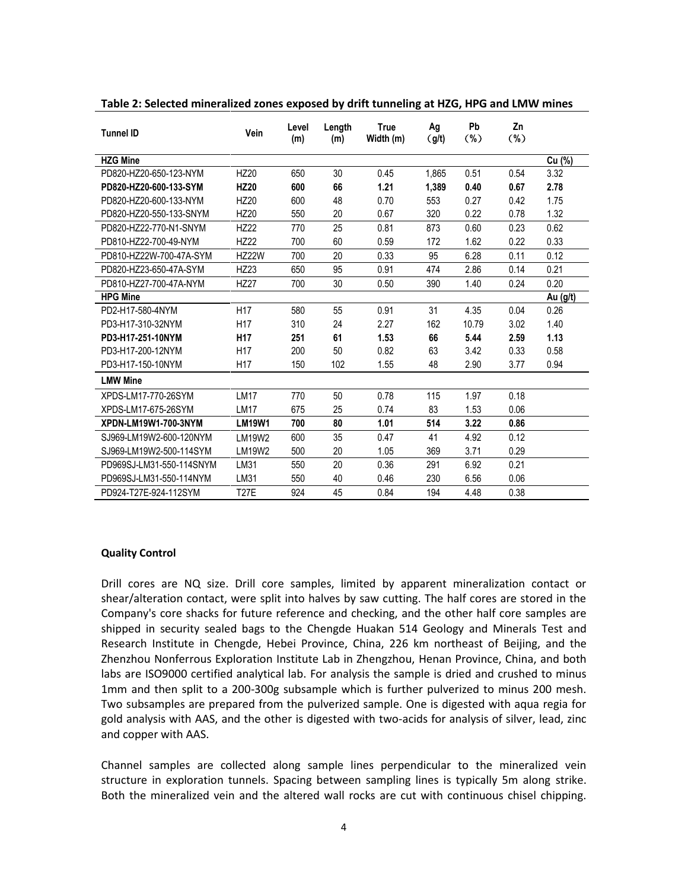**Table 2: Selected mineralized zones exposed by drift tunneling at HZG, HPG and LMW mines**

| Tunnel ID | Vein | Level (m) | Length (m) | True Width (m) | Ag (g/t) | Pb (%) | Zn (%) | |
|---|---|---|---|---|---|---|---|---|
| **HZG Mine** | | | | | | | | Cu (%) |
| PD820-HZ20-650-123-NYM | HZ20 | 650 | 30 | 0.45 | 1,865 | 0.51 | 0.54 | 3.32 |
| **PD820-HZ20-600-133-SYM** | **HZ20** | **600** | **66** | **1.21** | **1,389** | **0.40** | **0.67** | **2.78** |
| PD820-HZ20-600-133-NYM | HZ20 | 600 | 48 | 0.70 | 553 | 0.27 | 0.42 | 1.75 |
| PD820-HZ20-550-133-SNYM | HZ20 | 550 | 20 | 0.67 | 320 | 0.22 | 0.78 | 1.32 |
| PD820-HZ22-770-N1-SNYM | HZ22 | 770 | 25 | 0.81 | 873 | 0.60 | 0.23 | 0.62 |
| PD810-HZ22-700-49-NYM | HZ22 | 700 | 60 | 0.59 | 172 | 1.62 | 0.22 | 0.33 |
| PD810-HZ22W-700-47A-SYM | HZ22W | 700 | 20 | 0.33 | 95 | 6.28 | 0.11 | 0.12 |
| PD820-HZ23-650-47A-SYM | HZ23 | 650 | 95 | 0.91 | 474 | 2.86 | 0.14 | 0.21 |
| PD810-HZ27-700-47A-NYM | HZ27 | 700 | 30 | 0.50 | 390 | 1.40 | 0.24 | 0.20 |
| **HPG Mine** | | | | | | | | Au (g/t) |
| PD2-H17-580-4NYM | H17 | 580 | 55 | 0.91 | 31 | 4.35 | 0.04 | 0.26 |
| PD3-H17-310-32NYM | H17 | 310 | 24 | 2.27 | 162 | 10.79 | 3.02 | 1.40 |
| **PD3-H17-251-10NYM** | **H17** | **251** | **61** | **1.53** | **66** | **5.44** | **2.59** | **1.13** |
| PD3-H17-200-12NYM | H17 | 200 | 50 | 0.82 | 63 | 3.42 | 0.33 | 0.58 |
| PD3-H17-150-10NYM | H17 | 150 | 102 | 1.55 | 48 | 2.90 | 3.77 | 0.94 |
| **LMW Mine** | | | | | | | | |
| XPDS-LM17-770-26SYM | LM17 | 770 | 50 | 0.78 | 115 | 1.97 | 0.18 | |
| XPDS-LM17-675-26SYM | LM17 | 675 | 25 | 0.74 | 83 | 1.53 | 0.06 | |
| **XPDN-LM19W1-700-3NYM** | **LM19W1** | **700** | **80** | **1.01** | **514** | **3.22** | **0.86** | |
| SJ969-LM19W2-600-120NYM | LM19W2 | 600 | 35 | 0.47 | 41 | 4.92 | 0.12 | |
| SJ969-LM19W2-500-114SYM | LM19W2 | 500 | 20 | 1.05 | 369 | 3.71 | 0.29 | |
| PD969SJ-LM31-550-114SNYM | LM31 | 550 | 20 | 0.36 | 291 | 6.92 | 0.21 | |
| PD969SJ-LM31-550-114NYM | LM31 | 550 | 40 | 0.46 | 230 | 6.56 | 0.06 | |
| PD924-T27E-924-112SYM | T27E | 924 | 45 | 0.84 | 194 | 4.48 | 0.38 | |

**Quality Control**

Drill cores are NQ size. Drill core samples, limited by apparent mineralization contact or shear/alteration contact, were split into halves by saw cutting. The half cores are stored in the Company's core shacks for future reference and checking, and the other half core samples are shipped in security sealed bags to the Chengde Huakan 514 Geology and Minerals Test and Research Institute in Chengde, Hebei Province, China, 226 km northeast of Beijing, and the Zhenzhou Nonferrous Exploration Institute Lab in Zhengzhou, Henan Province, China, and both labs are ISO9000 certified analytical lab. For analysis the sample is dried and crushed to minus 1mm and then split to a 200-300g subsample which is further pulverized to minus 200 mesh. Two subsamples are prepared from the pulverized sample. One is digested with aqua regia for gold analysis with AAS, and the other is digested with two-acids for analysis of silver, lead, zinc and copper with AAS.

Channel samples are collected along sample lines perpendicular to the mineralized vein structure in exploration tunnels. Spacing between sampling lines is typically 5m along strike. Both the mineralized vein and the altered wall rocks are cut with continuous chisel chipping.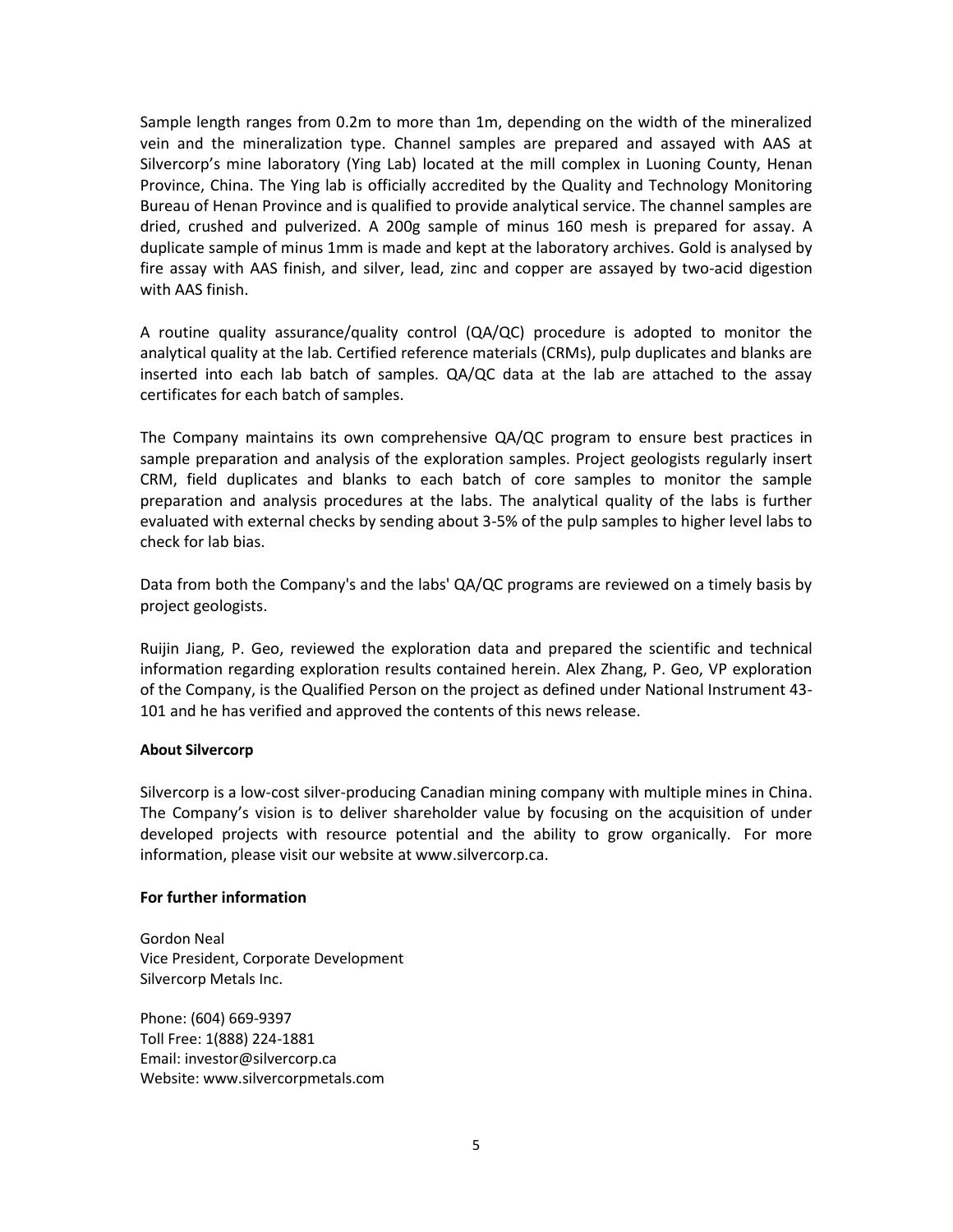Sample length ranges from 0.2m to more than 1m, depending on the width of the mineralized vein and the mineralization type. Channel samples are prepared and assayed with AAS at Silvercorp's mine laboratory (Ying Lab) located at the mill complex in Luoning County, Henan Province, China. The Ying lab is officially accredited by the Quality and Technology Monitoring Bureau of Henan Province and is qualified to provide analytical service. The channel samples are dried, crushed and pulverized. A 200g sample of minus 160 mesh is prepared for assay. A duplicate sample of minus 1mm is made and kept at the laboratory archives. Gold is analysed by fire assay with AAS finish, and silver, lead, zinc and copper are assayed by two-acid digestion with AAS finish.

A routine quality assurance/quality control (QA/QC) procedure is adopted to monitor the analytical quality at the lab. Certified reference materials (CRMs), pulp duplicates and blanks are inserted into each lab batch of samples. QA/QC data at the lab are attached to the assay certificates for each batch of samples.

The Company maintains its own comprehensive QA/QC program to ensure best practices in sample preparation and analysis of the exploration samples. Project geologists regularly insert CRM, field duplicates and blanks to each batch of core samples to monitor the sample preparation and analysis procedures at the labs. The analytical quality of the labs is further evaluated with external checks by sending about 3-5% of the pulp samples to higher level labs to check for lab bias.

Data from both the Company's and the labs' QA/QC programs are reviewed on a timely basis by project geologists.

Ruijin Jiang, P. Geo, reviewed the exploration data and prepared the scientific and technical information regarding exploration results contained herein. Alex Zhang, P. Geo, VP exploration of the Company, is the Qualified Person on the project as defined under National Instrument 43-101 and he has verified and approved the contents of this news release.

**About Silvercorp**

Silvercorp is a low-cost silver-producing Canadian mining company with multiple mines in China. The Company's vision is to deliver shareholder value by focusing on the acquisition of under developed projects with resource potential and the ability to grow organically. For more information, please visit our website at www.silvercorp.ca.

**For further information**

Gordon Neal
Vice President, Corporate Development
Silvercorp Metals Inc.

Phone: (604) 669-9397
Toll Free: 1(888) 224-1881
Email: investor@silvercorp.ca
Website: www.silvercorpmetals.com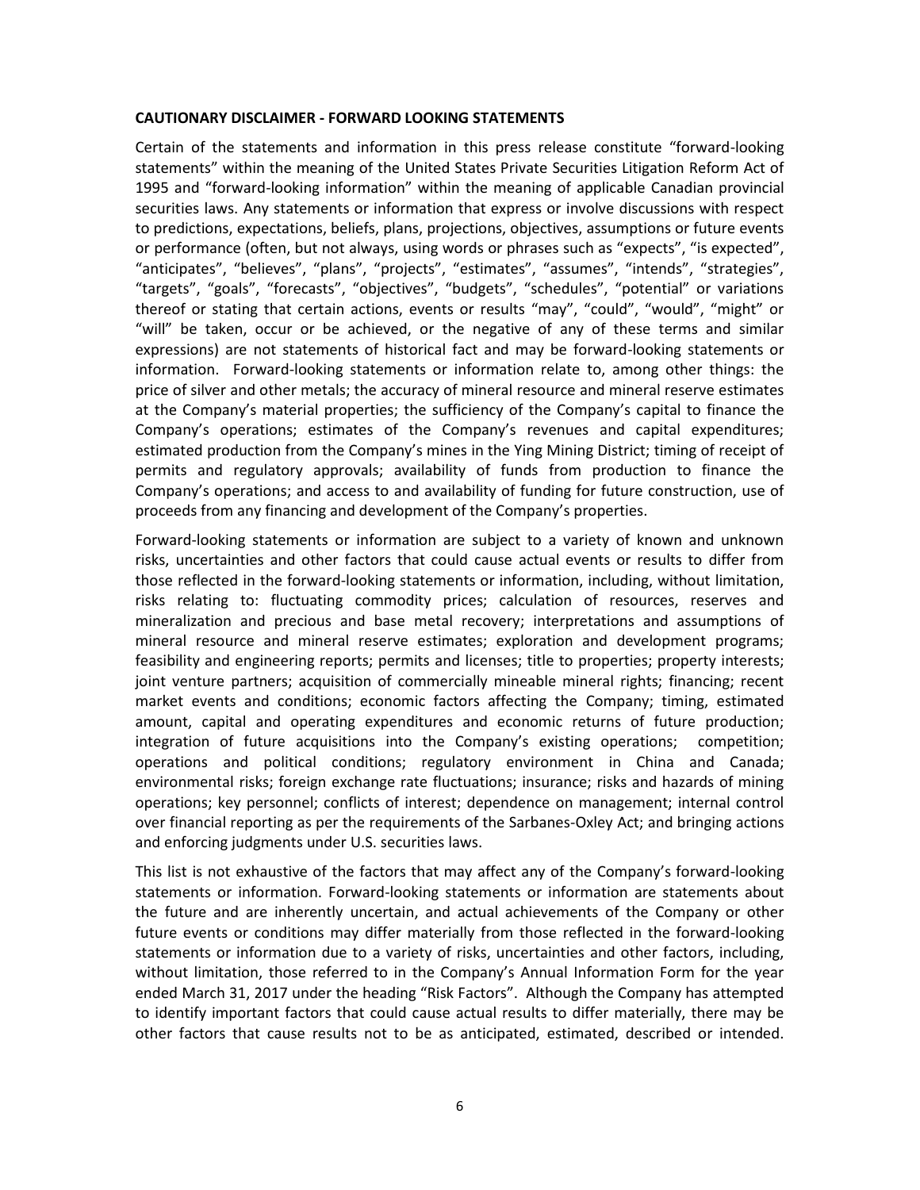**CAUTIONARY DISCLAIMER - FORWARD LOOKING STATEMENTS**

Certain of the statements and information in this press release constitute "forward-looking statements" within the meaning of the United States Private Securities Litigation Reform Act of 1995 and "forward-looking information" within the meaning of applicable Canadian provincial securities laws. Any statements or information that express or involve discussions with respect to predictions, expectations, beliefs, plans, projections, objectives, assumptions or future events or performance (often, but not always, using words or phrases such as "expects", "is expected", "anticipates", "believes", "plans", "projects", "estimates", "assumes", "intends", "strategies", "targets", "goals", "forecasts", "objectives", "budgets", "schedules", "potential" or variations thereof or stating that certain actions, events or results "may", "could", "would", "might" or "will" be taken, occur or be achieved, or the negative of any of these terms and similar expressions) are not statements of historical fact and may be forward-looking statements or information. Forward-looking statements or information relate to, among other things: the price of silver and other metals; the accuracy of mineral resource and mineral reserve estimates at the Company's material properties; the sufficiency of the Company's capital to finance the Company's operations; estimates of the Company's revenues and capital expenditures; estimated production from the Company's mines in the Ying Mining District; timing of receipt of permits and regulatory approvals; availability of funds from production to finance the Company's operations; and access to and availability of funding for future construction, use of proceeds from any financing and development of the Company's properties.

Forward-looking statements or information are subject to a variety of known and unknown risks, uncertainties and other factors that could cause actual events or results to differ from those reflected in the forward-looking statements or information, including, without limitation, risks relating to: fluctuating commodity prices; calculation of resources, reserves and mineralization and precious and base metal recovery; interpretations and assumptions of mineral resource and mineral reserve estimates; exploration and development programs; feasibility and engineering reports; permits and licenses; title to properties; property interests; joint venture partners; acquisition of commercially mineable mineral rights; financing; recent market events and conditions; economic factors affecting the Company; timing, estimated amount, capital and operating expenditures and economic returns of future production; integration of future acquisitions into the Company's existing operations; competition; operations and political conditions; regulatory environment in China and Canada; environmental risks; foreign exchange rate fluctuations; insurance; risks and hazards of mining operations; key personnel; conflicts of interest; dependence on management; internal control over financial reporting as per the requirements of the Sarbanes-Oxley Act; and bringing actions and enforcing judgments under U.S. securities laws.

This list is not exhaustive of the factors that may affect any of the Company's forward-looking statements or information. Forward-looking statements or information are statements about the future and are inherently uncertain, and actual achievements of the Company or other future events or conditions may differ materially from those reflected in the forward-looking statements or information due to a variety of risks, uncertainties and other factors, including, without limitation, those referred to in the Company's Annual Information Form for the year ended March 31, 2017 under the heading "Risk Factors". Although the Company has attempted to identify important factors that could cause actual results to differ materially, there may be other factors that cause results not to be as anticipated, estimated, described or intended.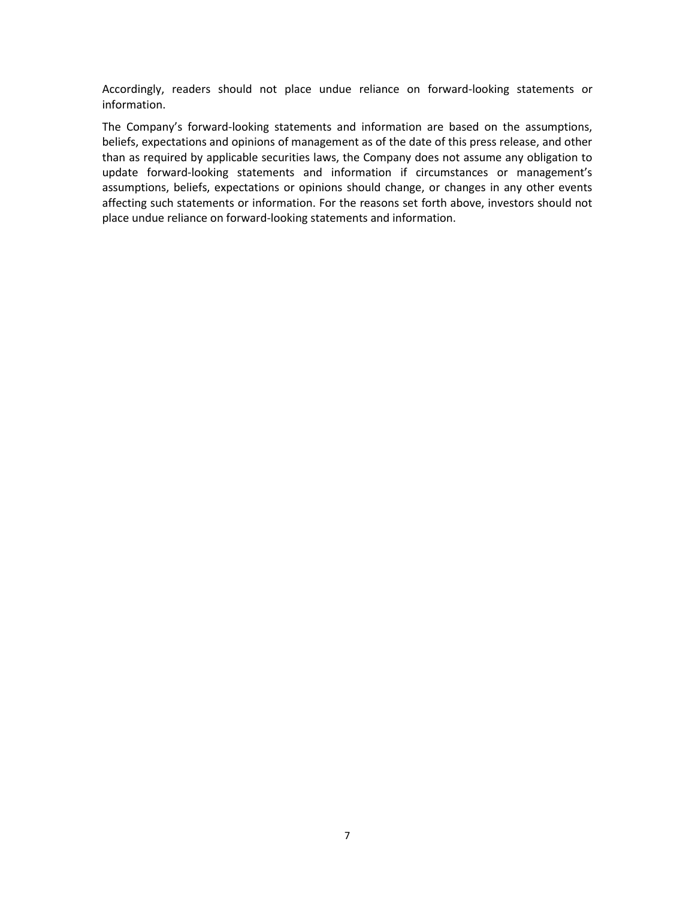Accordingly, readers should not place undue reliance on forward-looking statements or information.

The Company's forward-looking statements and information are based on the assumptions, beliefs, expectations and opinions of management as of the date of this press release, and other than as required by applicable securities laws, the Company does not assume any obligation to update forward-looking statements and information if circumstances or management's assumptions, beliefs, expectations or opinions should change, or changes in any other events affecting such statements or information. For the reasons set forth above, investors should not place undue reliance on forward-looking statements and information.